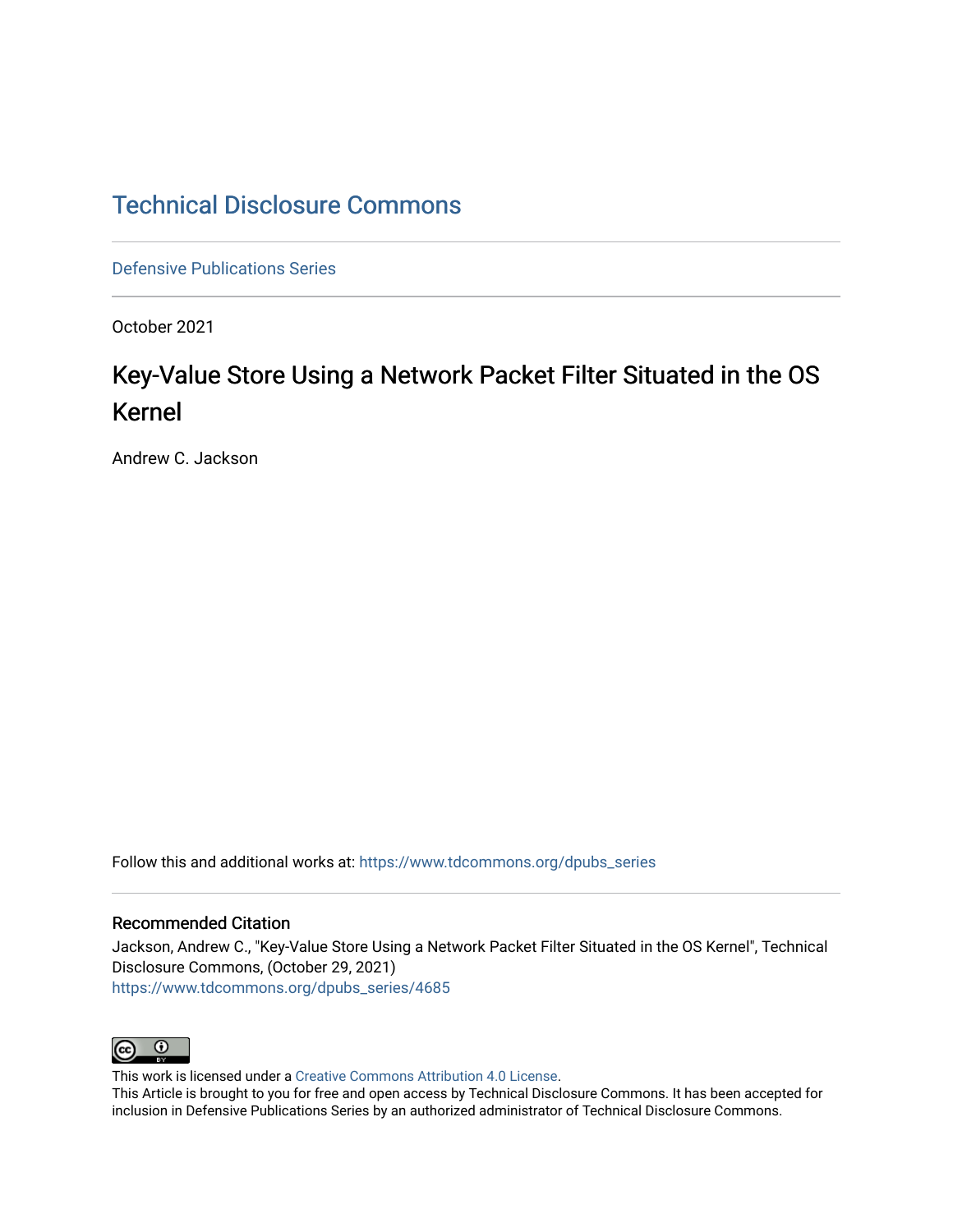# Technical Disclosure Commons

Defensive Publications Series

October 2021

## Key-Value Store Using a Network Packet Filter Situated in the OS Kernel

Andrew C. Jackson

Follow this and additional works at: https://www.tdcommons.org/dpubs_series

### Recommended Citation

Jackson, Andrew C., "Key-Value Store Using a Network Packet Filter Situated in the OS Kernel", Technical Disclosure Commons, (October 29, 2021)
https://www.tdcommons.org/dpubs_series/4685

This work is licensed under a Creative Commons Attribution 4.0 License.
This Article is brought to you for free and open access by Technical Disclosure Commons. It has been accepted for inclusion in Defensive Publications Series by an authorized administrator of Technical Disclosure Commons.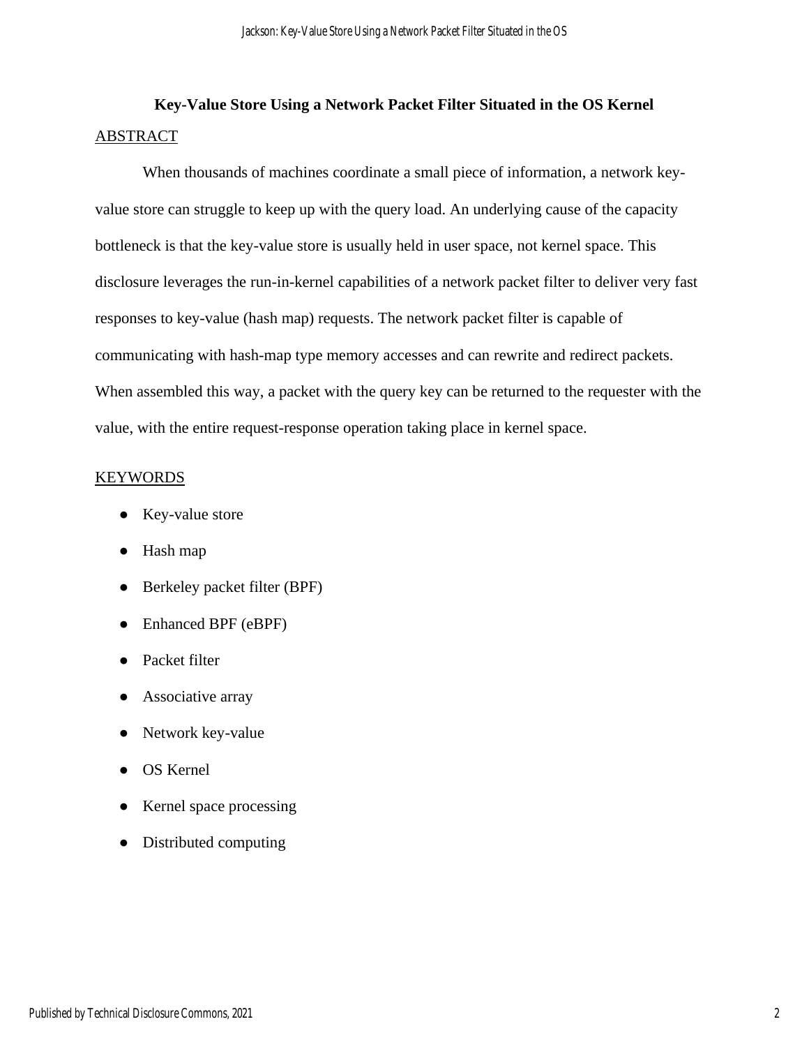# Key-Value Store Using a Network Packet Filter Situated in the OS Kernel

## ABSTRACT

When thousands of machines coordinate a small piece of information, a network key-value store can struggle to keep up with the query load. An underlying cause of the capacity bottleneck is that the key-value store is usually held in user space, not kernel space. This disclosure leverages the run-in-kernel capabilities of a network packet filter to deliver very fast responses to key-value (hash map) requests. The network packet filter is capable of communicating with hash-map type memory accesses and can rewrite and redirect packets. When assembled this way, a packet with the query key can be returned to the requester with the value, with the entire request-response operation taking place in kernel space.

## KEYWORDS

- Key-value store
- Hash map
- Berkeley packet filter (BPF)
- Enhanced BPF (eBPF)
- Packet filter
- Associative array
- Network key-value
- OS Kernel
- Kernel space processing
- Distributed computing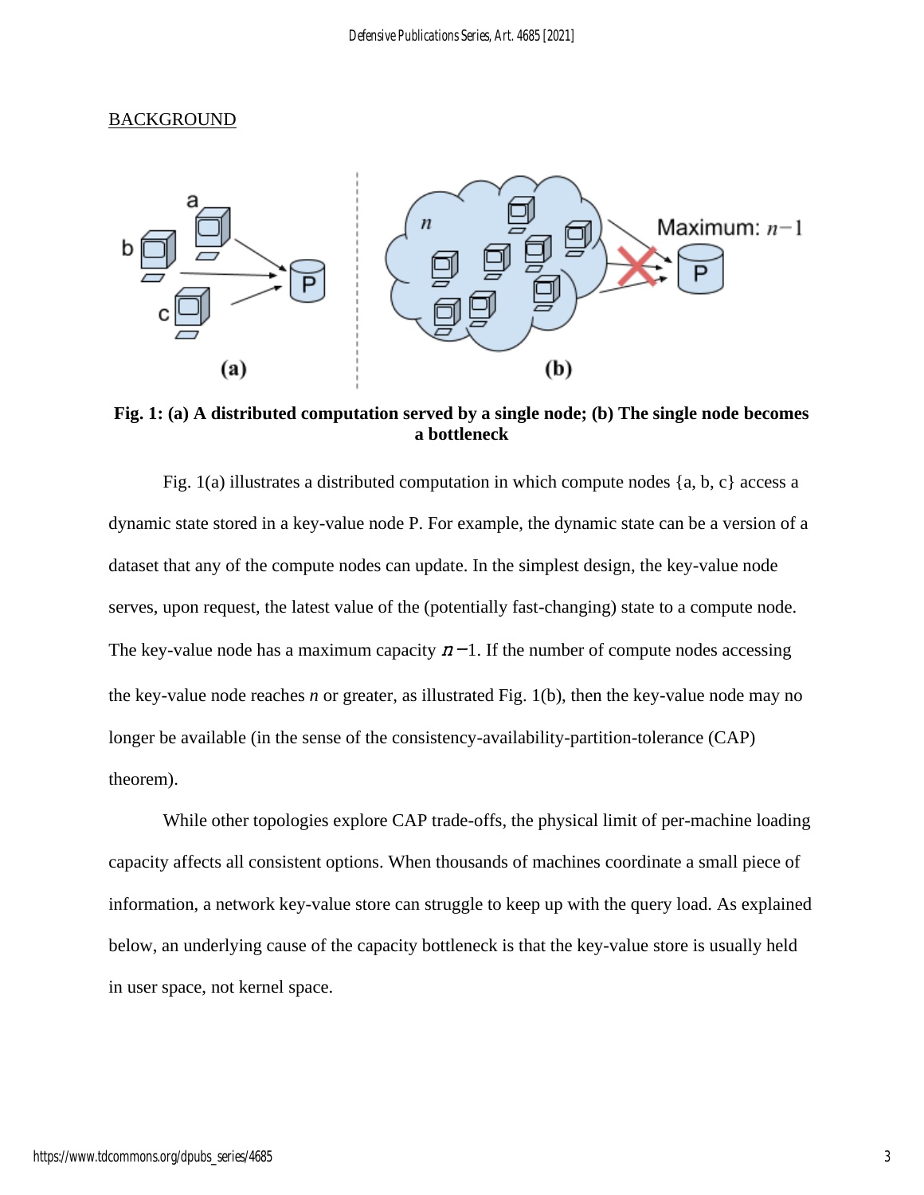## BACKGROUND

**Fig. 1: (a) A distributed computation served by a single node; (b) The single node becomes a bottleneck**

Fig. 1(a) illustrates a distributed computation in which compute nodes {a, b, c} access a dynamic state stored in a key-value node P. For example, the dynamic state can be a version of a dataset that any of the compute nodes can update. In the simplest design, the key-value node serves, upon request, the latest value of the (potentially fast-changing) state to a compute node. The key-value node has a maximum capacity $n-1$. If the number of compute nodes accessing the key-value node reaches $n$ or greater, as illustrated Fig. 1(b), then the key-value node may no longer be available (in the sense of the consistency-availability-partition-tolerance (CAP) theorem).

While other topologies explore CAP trade-offs, the physical limit of per-machine loading capacity affects all consistent options. When thousands of machines coordinate a small piece of information, a network key-value store can struggle to keep up with the query load. As explained below, an underlying cause of the capacity bottleneck is that the key-value store is usually held in user space, not kernel space.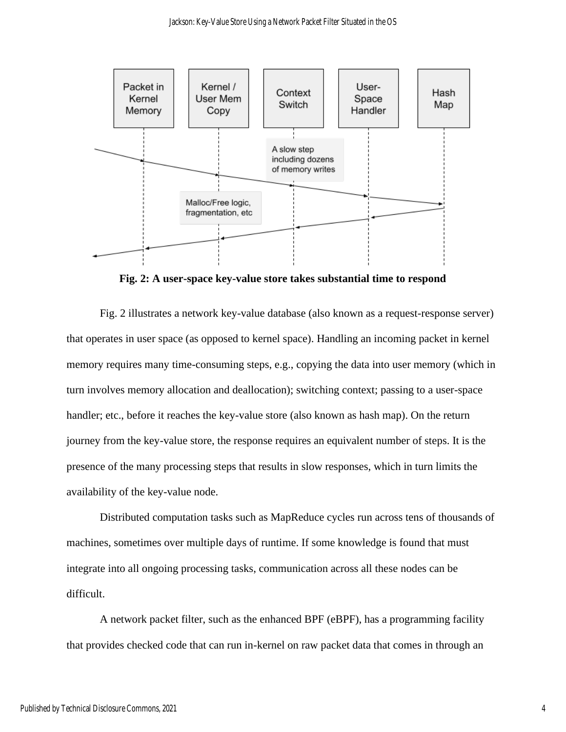**Fig. 2: A user-space key-value store takes substantial time to respond**

Fig. 2 illustrates a network key-value database (also known as a request-response server) that operates in user space (as opposed to kernel space). Handling an incoming packet in kernel memory requires many time-consuming steps, e.g., copying the data into user memory (which in turn involves memory allocation and deallocation); switching context; passing to a user-space handler; etc., before it reaches the key-value store (also known as hash map). On the return journey from the key-value store, the response requires an equivalent number of steps. It is the presence of the many processing steps that results in slow responses, which in turn limits the availability of the key-value node.

Distributed computation tasks such as MapReduce cycles run across tens of thousands of machines, sometimes over multiple days of runtime. If some knowledge is found that must integrate into all ongoing processing tasks, communication across all these nodes can be difficult.

A network packet filter, such as the enhanced BPF (eBPF), has a programming facility that provides checked code that can run in-kernel on raw packet data that comes in through an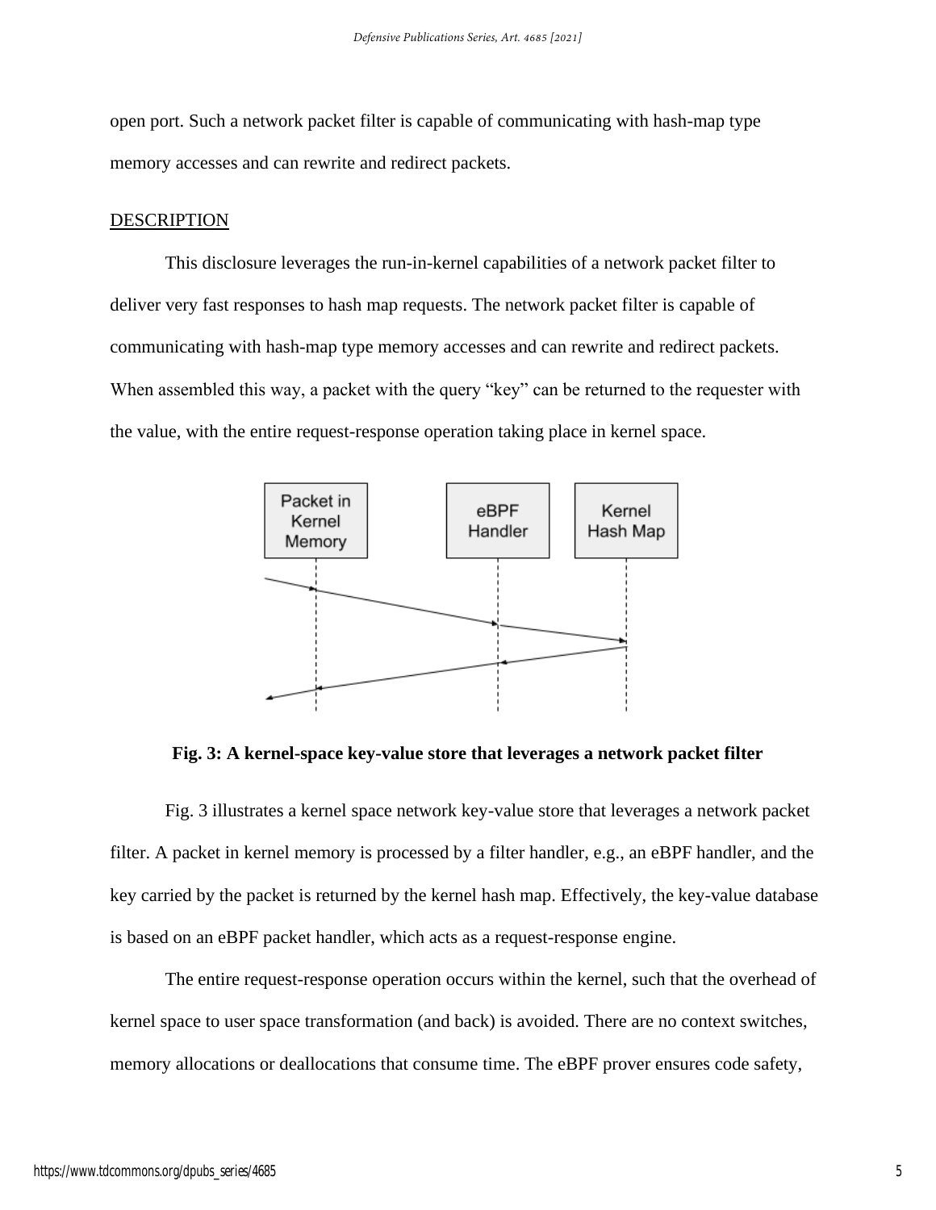open port. Such a network packet filter is capable of communicating with hash-map type memory accesses and can rewrite and redirect packets.

## DESCRIPTION

This disclosure leverages the run-in-kernel capabilities of a network packet filter to deliver very fast responses to hash map requests. The network packet filter is capable of communicating with hash-map type memory accesses and can rewrite and redirect packets. When assembled this way, a packet with the query "key" can be returned to the requester with the value, with the entire request-response operation taking place in kernel space.

**Fig. 3: A kernel-space key-value store that leverages a network packet filter**

Fig. 3 illustrates a kernel space network key-value store that leverages a network packet filter. A packet in kernel memory is processed by a filter handler, e.g., an eBPF handler, and the key carried by the packet is returned by the kernel hash map. Effectively, the key-value database is based on an eBPF packet handler, which acts as a request-response engine.

The entire request-response operation occurs within the kernel, such that the overhead of kernel space to user space transformation (and back) is avoided. There are no context switches, memory allocations or deallocations that consume time. The eBPF prover ensures code safety,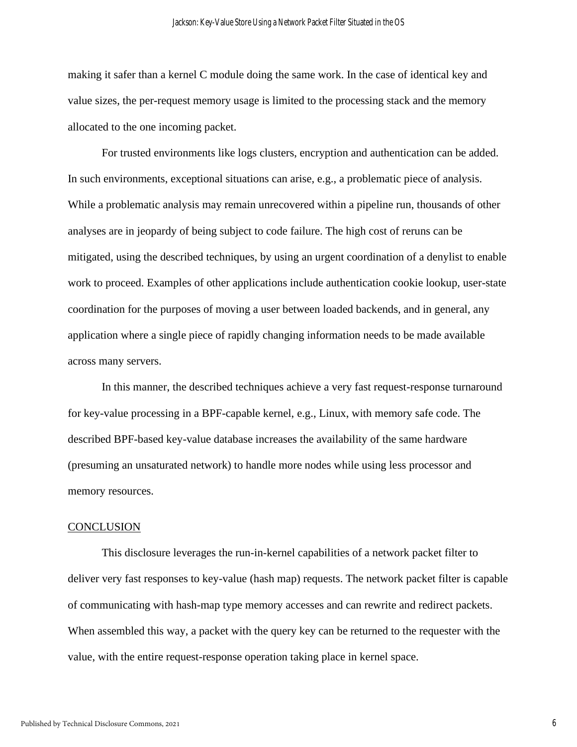making it safer than a kernel C module doing the same work. In the case of identical key and value sizes, the per-request memory usage is limited to the processing stack and the memory allocated to the one incoming packet.

For trusted environments like logs clusters, encryption and authentication can be added. In such environments, exceptional situations can arise, e.g., a problematic piece of analysis. While a problematic analysis may remain unrecovered within a pipeline run, thousands of other analyses are in jeopardy of being subject to code failure. The high cost of reruns can be mitigated, using the described techniques, by using an urgent coordination of a denylist to enable work to proceed. Examples of other applications include authentication cookie lookup, user-state coordination for the purposes of moving a user between loaded backends, and in general, any application where a single piece of rapidly changing information needs to be made available across many servers.

In this manner, the described techniques achieve a very fast request-response turnaround for key-value processing in a BPF-capable kernel, e.g., Linux, with memory safe code. The described BPF-based key-value database increases the availability of the same hardware (presuming an unsaturated network) to handle more nodes while using less processor and memory resources.

## CONCLUSION

This disclosure leverages the run-in-kernel capabilities of a network packet filter to deliver very fast responses to key-value (hash map) requests. The network packet filter is capable of communicating with hash-map type memory accesses and can rewrite and redirect packets. When assembled this way, a packet with the query key can be returned to the requester with the value, with the entire request-response operation taking place in kernel space.